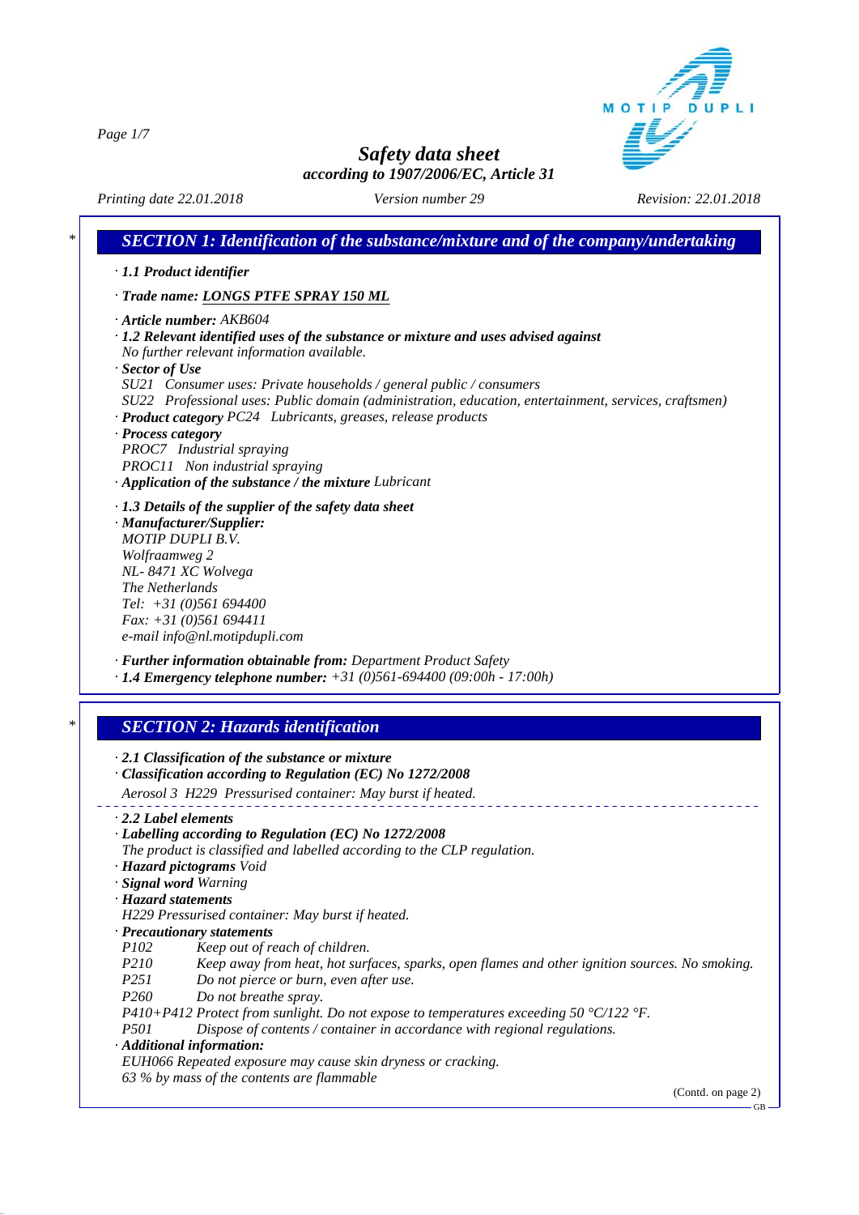# Safety data sheet

*according to 1907/2006/EC, Article 31*

*Printing date 22.01.2018* *Version number 29* *Revision: 22.01.2018*

## SECTION 1: Identification of the substance/mixture and of the company/undertaking

· **1.1 Product identifier**

· **Trade name: LONGS PTFE SPRAY 150 ML**

· **Article number:** AKB604

· **1.2 Relevant identified uses of the substance or mixture and uses advised against**
No further relevant information available.

· **Sector of Use**
SU21 Consumer uses: Private households / general public / consumers
SU22 Professional uses: Public domain (administration, education, entertainment, services, craftsmen)

· **Product category** PC24 Lubricants, greases, release products

· **Process category**
PROC7 Industrial spraying
PROC11 Non industrial spraying

· **Application of the substance / the mixture** Lubricant

· **1.3 Details of the supplier of the safety data sheet**

· **Manufacturer/Supplier:**
MOTIP DUPLI B.V.
Wolfraamweg 2
NL- 8471 XC Wolvega
The Netherlands
Tel: +31 (0)561 694400
Fax: +31 (0)561 694411
e-mail info@nl.motipdupli.com

· **Further information obtainable from:** Department Product Safety

· **1.4 Emergency telephone number:** +31 (0)561-694400 (09:00h - 17:00h)

## SECTION 2: Hazards identification

· **2.1 Classification of the substance or mixture**

· **Classification according to Regulation (EC) No 1272/2008**

Aerosol 3 H229 Pressurised container: May burst if heated.

· **2.2 Label elements**

· **Labelling according to Regulation (EC) No 1272/2008**
The product is classified and labelled according to the CLP regulation.

· **Hazard pictograms** Void

· **Signal word** Warning

· **Hazard statements**
H229 Pressurised container: May burst if heated.

· **Precautionary statements**

| | |
|---|---|
| P102 | Keep out of reach of children. |
| P210 | Keep away from heat, hot surfaces, sparks, open flames and other ignition sources. No smoking. |
| P251 | Do not pierce or burn, even after use. |
| P260 | Do not breathe spray. |
| P410+P412 | Protect from sunlight. Do not expose to temperatures exceeding 50 °C/122 °F. |
| P501 | Dispose of contents / container in accordance with regional regulations. |

· **Additional information:**
EUH066 Repeated exposure may cause skin dryness or cracking.
63 % by mass of the contents are flammable

(Contd. on page 2)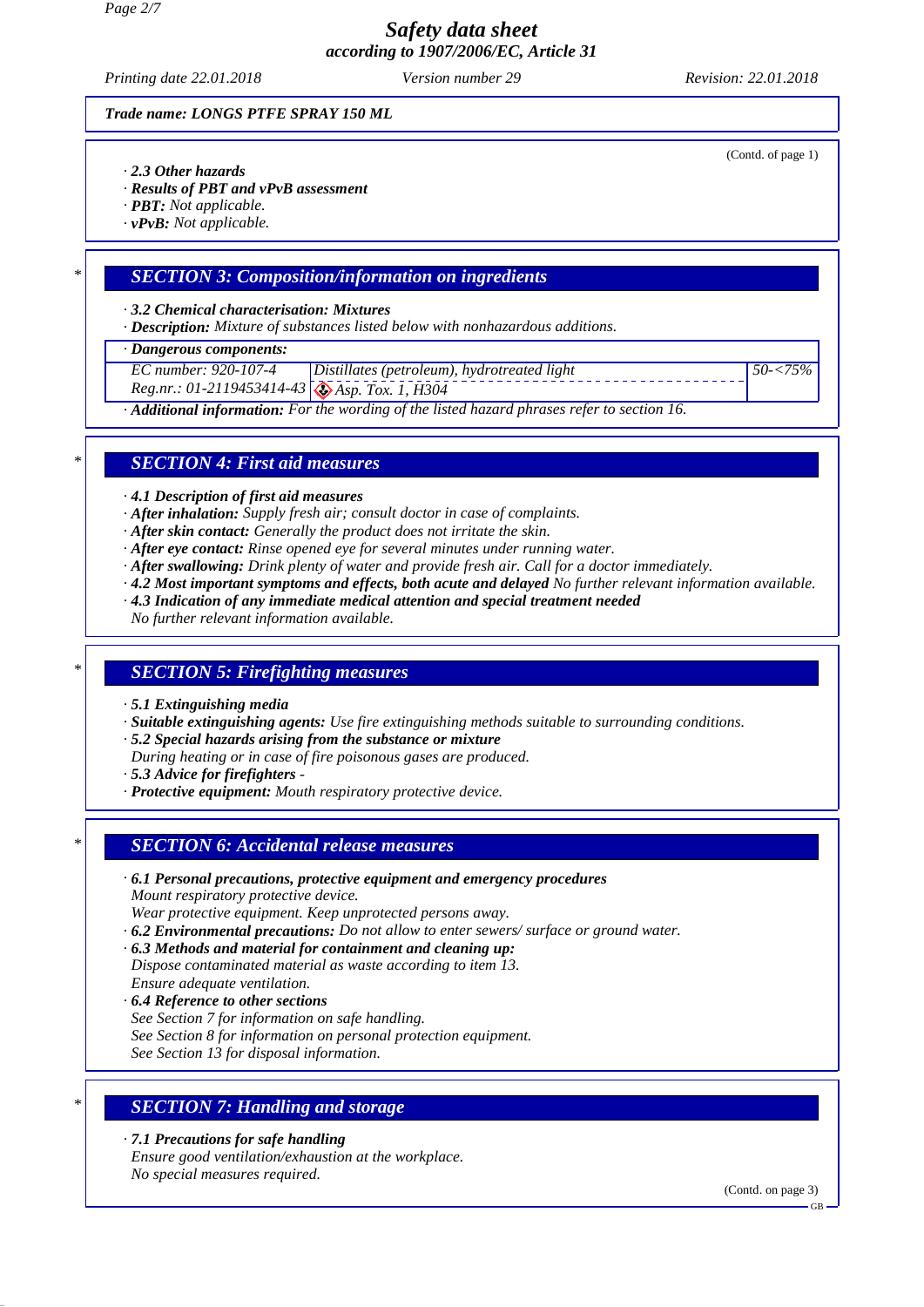Trade name: LONGS PTFE SPRAY 150 ML

(Contd. of page 1)

· **2.3 Other hazards**
· **Results of PBT and vPvB assessment**
· **PBT:** Not applicable.
· **vPvB:** Not applicable.

## * SECTION 3: Composition/information on ingredients

· **3.2 Chemical characterisation: Mixtures**
· **Description:** Mixture of substances listed below with nonhazardous additions.

· **Dangerous components:**

| | | |
|---|---|---|
| EC number: 920-107-4<br>Reg.nr.: 01-2119453414-43 | Distillates (petroleum), hydrotreated light<br>Asp. Tox. 1, H304 | 50-<75% |

· **Additional information:** For the wording of the listed hazard phrases refer to section 16.

## * SECTION 4: First aid measures

· **4.1 Description of first aid measures**
· **After inhalation:** Supply fresh air; consult doctor in case of complaints.
· **After skin contact:** Generally the product does not irritate the skin.
· **After eye contact:** Rinse opened eye for several minutes under running water.
· **After swallowing:** Drink plenty of water and provide fresh air. Call for a doctor immediately.
· **4.2 Most important symptoms and effects, both acute and delayed** No further relevant information available.
· **4.3 Indication of any immediate medical attention and special treatment needed**
No further relevant information available.

## * SECTION 5: Firefighting measures

· **5.1 Extinguishing media**
· **Suitable extinguishing agents:** Use fire extinguishing methods suitable to surrounding conditions.
· **5.2 Special hazards arising from the substance or mixture**
During heating or in case of fire poisonous gases are produced.
· **5.3 Advice for firefighters** -
· **Protective equipment:** Mouth respiratory protective device.

## * SECTION 6: Accidental release measures

· **6.1 Personal precautions, protective equipment and emergency procedures**
Mount respiratory protective device.
Wear protective equipment. Keep unprotected persons away.
· **6.2 Environmental precautions:** Do not allow to enter sewers/ surface or ground water.
· **6.3 Methods and material for containment and cleaning up:**
Dispose contaminated material as waste according to item 13.
Ensure adequate ventilation.
· **6.4 Reference to other sections**
See Section 7 for information on safe handling.
See Section 8 for information on personal protection equipment.
See Section 13 for disposal information.

## * SECTION 7: Handling and storage

· **7.1 Precautions for safe handling**
Ensure good ventilation/exhaustion at the workplace.
No special measures required.

(Contd. on page 3)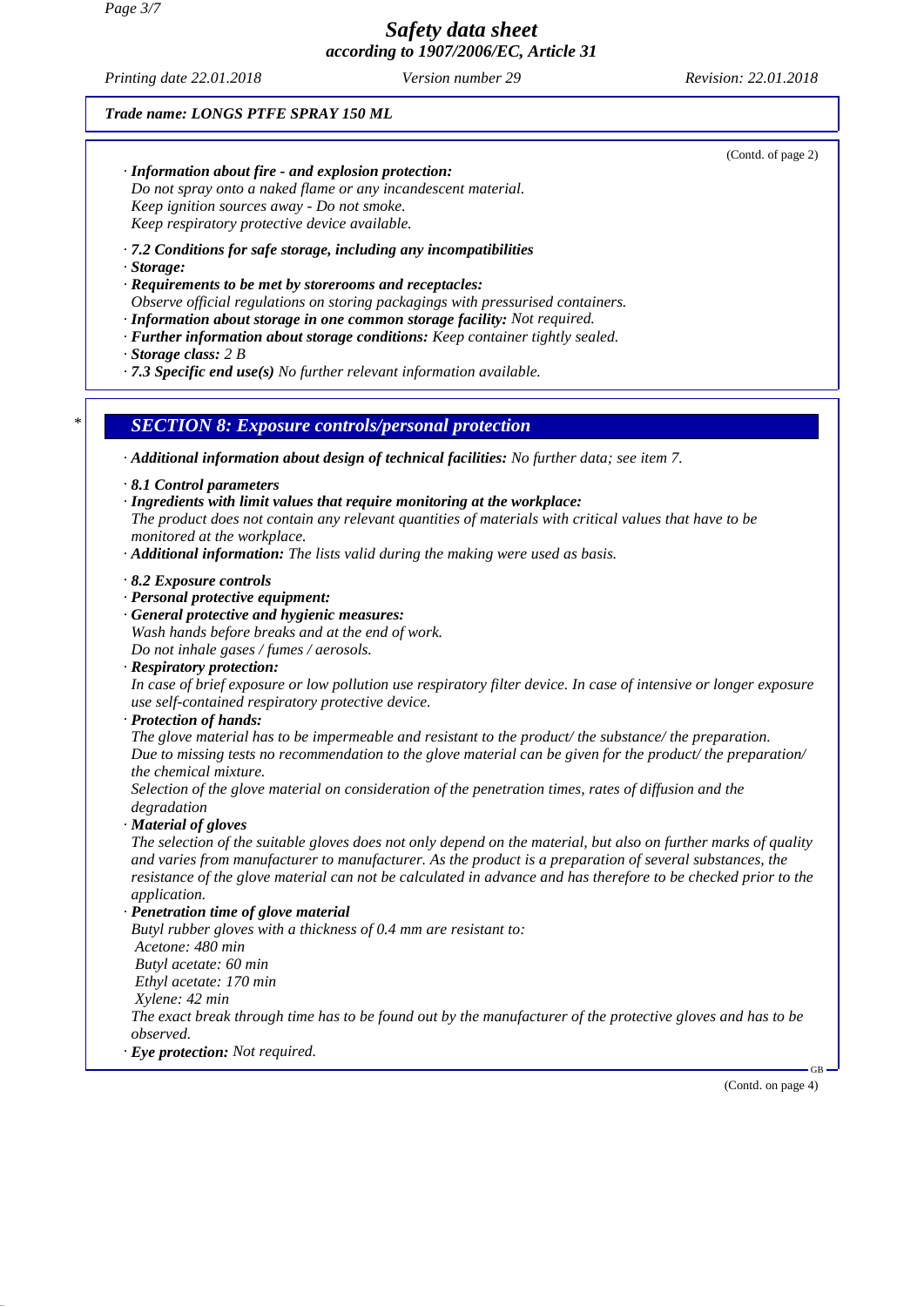(Contd. of page 2)

· **Information about fire - and explosion protection:**
*Do not spray onto a naked flame or any incandescent material.*
*Keep ignition sources away - Do not smoke.*
*Keep respiratory protective device available.*

· **7.2 Conditions for safe storage, including any incompatibilities**
· **Storage:**
· **Requirements to be met by storerooms and receptacles:**
*Observe official regulations on storing packagings with pressurised containers.*
· **Information about storage in one common storage facility:** *Not required.*
· **Further information about storage conditions:** *Keep container tightly sealed.*
· **Storage class:** *2 B*
· **7.3 Specific end use(s)** *No further relevant information available.*

\*

## SECTION 8: Exposure controls/personal protection

· **Additional information about design of technical facilities:** *No further data; see item 7.*

· **8.1 Control parameters**
· **Ingredients with limit values that require monitoring at the workplace:**
*The product does not contain any relevant quantities of materials with critical values that have to be monitored at the workplace.*
· **Additional information:** *The lists valid during the making were used as basis.*

· **8.2 Exposure controls**
· **Personal protective equipment:**
· **General protective and hygienic measures:**
*Wash hands before breaks and at the end of work.*
*Do not inhale gases / fumes / aerosols.*
· **Respiratory protection:**
*In case of brief exposure or low pollution use respiratory filter device. In case of intensive or longer exposure use self-contained respiratory protective device.*
· **Protection of hands:**
*The glove material has to be impermeable and resistant to the product/ the substance/ the preparation.*
*Due to missing tests no recommendation to the glove material can be given for the product/ the preparation/ the chemical mixture.*
*Selection of the glove material on consideration of the penetration times, rates of diffusion and the degradation*
· **Material of gloves**
*The selection of the suitable gloves does not only depend on the material, but also on further marks of quality and varies from manufacturer to manufacturer. As the product is a preparation of several substances, the resistance of the glove material can not be calculated in advance and has therefore to be checked prior to the application.*
· **Penetration time of glove material**
*Butyl rubber gloves with a thickness of 0.4 mm are resistant to:*
*Acetone: 480 min*
*Butyl acetate: 60 min*
*Ethyl acetate: 170 min*
*Xylene: 42 min*
*The exact break through time has to be found out by the manufacturer of the protective gloves and has to be observed.*
· **Eye protection:** *Not required.*

(Contd. on page 4)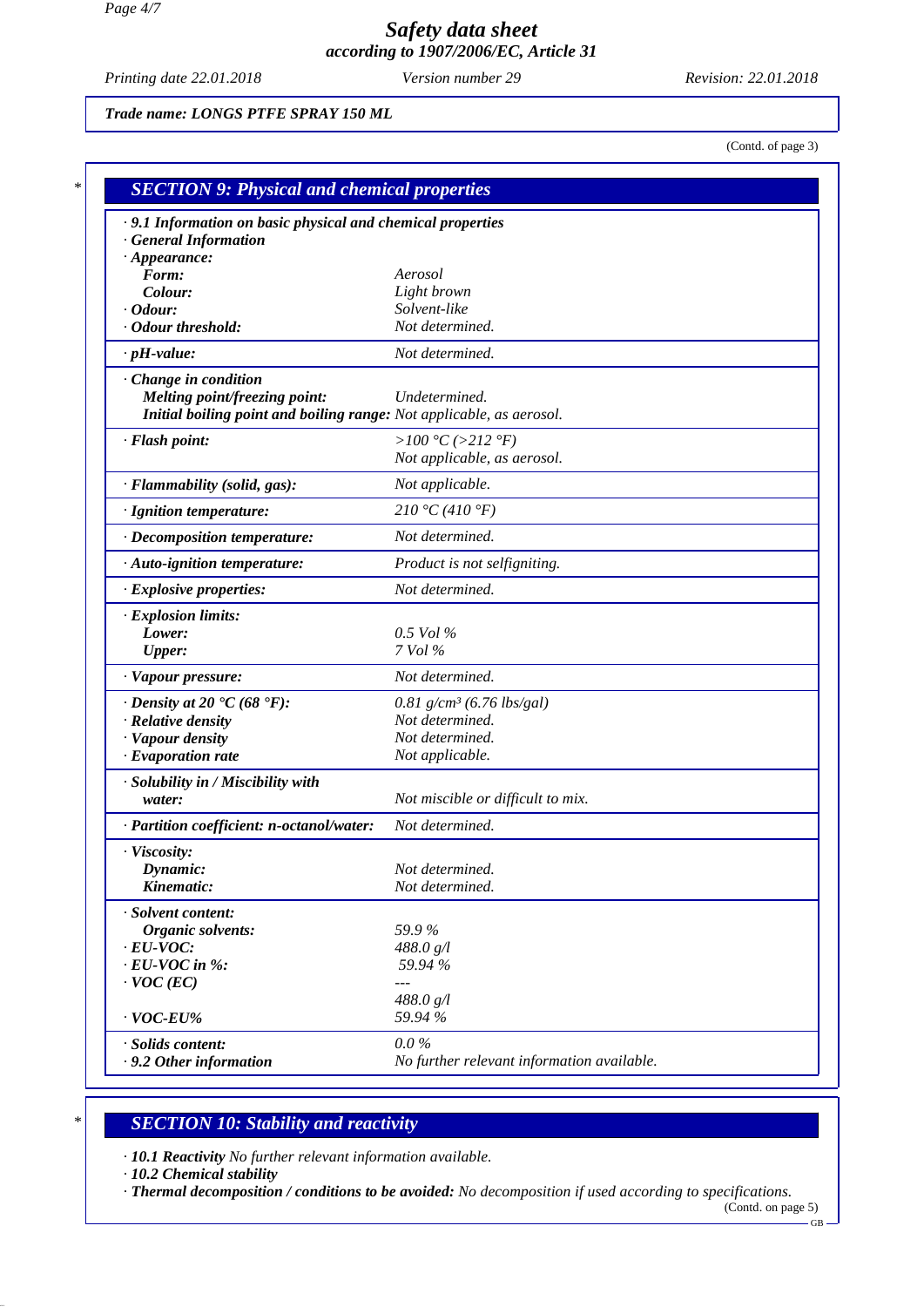*Trade name: LONGS PTFE SPRAY 150 ML*

(Contd. of page 3)

## SECTION 9: Physical and chemical properties

| | |
|---|---|
| **· 9.1 Information on basic physical and chemical properties** | |
| **· General Information** | |
| **· Appearance:** | |
| **Form:** | Aerosol |
| **Colour:** | Light brown |
| **· Odour:** | Solvent-like |
| **· Odour threshold:** | Not determined. |
| **· pH-value:** | Not determined. |
| **· Change in condition** | |
| **Melting point/freezing point:** | Undetermined. |
| **Initial boiling point and boiling range:** | Not applicable, as aerosol. |
| **· Flash point:** | >100 °C (>212 °F)<br>Not applicable, as aerosol. |
| **· Flammability (solid, gas):** | Not applicable. |
| **· Ignition temperature:** | 210 °C (410 °F) |
| **· Decomposition temperature:** | Not determined. |
| **· Auto-ignition temperature:** | Product is not selfigniting. |
| **· Explosive properties:** | Not determined. |
| **· Explosion limits:** | |
| **Lower:** | 0.5 Vol % |
| **Upper:** | 7 Vol % |
| **· Vapour pressure:** | Not determined. |
| **· Density at 20 °C (68 °F):** | 0.81 g/cm³ (6.76 lbs/gal) |
| **· Relative density** | Not determined. |
| **· Vapour density** | Not determined. |
| **· Evaporation rate** | Not applicable. |
| **· Solubility in / Miscibility with water:** | Not miscible or difficult to mix. |
| **· Partition coefficient: n-octanol/water:** | Not determined. |
| **· Viscosity:** | |
| **Dynamic:** | Not determined. |
| **Kinematic:** | Not determined. |
| **· Solvent content:** | |
| **Organic solvents:** | 59.9 % |
| **· EU-VOC:** | 488.0 g/l |
| **· EU-VOC in %:** | 59.94 % |
| **· VOC (EC)** | ---<br>488.0 g/l |
| **· VOC-EU%** | 59.94 % |
| **· Solids content:** | 0.0 % |
| **· 9.2 Other information** | No further relevant information available. |

## SECTION 10: Stability and reactivity

· **10.1 Reactivity** No further relevant information available.
· **10.2 Chemical stability**
· **Thermal decomposition / conditions to be avoided:** No decomposition if used according to specifications.

(Contd. on page 5)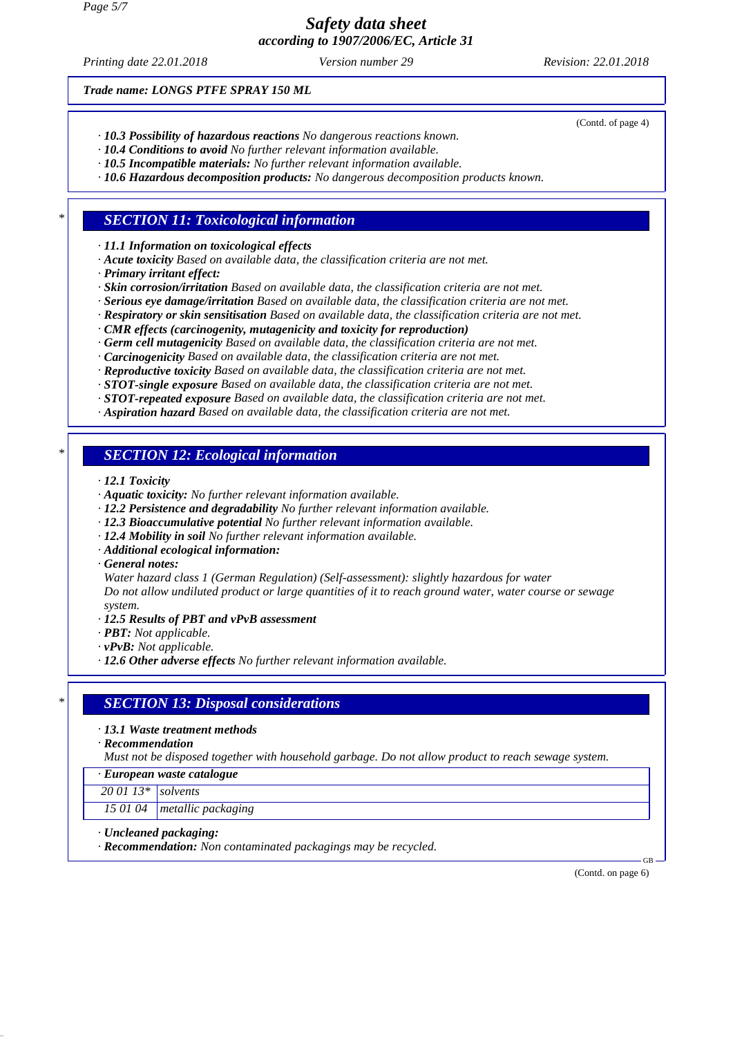Trade name: LONGS PTFE SPRAY 150 ML

(Contd. of page 4)

· **10.3 Possibility of hazardous reactions** No dangerous reactions known.
· **10.4 Conditions to avoid** No further relevant information available.
· **10.5 Incompatible materials:** No further relevant information available.
· **10.6 Hazardous decomposition products:** No dangerous decomposition products known.

## SECTION 11: Toxicological information

· **11.1 Information on toxicological effects**
· **Acute toxicity** Based on available data, the classification criteria are not met.
· **Primary irritant effect:**
· **Skin corrosion/irritation** Based on available data, the classification criteria are not met.
· **Serious eye damage/irritation** Based on available data, the classification criteria are not met.
· **Respiratory or skin sensitisation** Based on available data, the classification criteria are not met.
· **CMR effects (carcinogenity, mutagenicity and toxicity for reproduction)**
· **Germ cell mutagenicity** Based on available data, the classification criteria are not met.
· **Carcinogenicity** Based on available data, the classification criteria are not met.
· **Reproductive toxicity** Based on available data, the classification criteria are not met.
· **STOT-single exposure** Based on available data, the classification criteria are not met.
· **STOT-repeated exposure** Based on available data, the classification criteria are not met.
· **Aspiration hazard** Based on available data, the classification criteria are not met.

## SECTION 12: Ecological information

· **12.1 Toxicity**
· **Aquatic toxicity:** No further relevant information available.
· **12.2 Persistence and degradability** No further relevant information available.
· **12.3 Bioaccumulative potential** No further relevant information available.
· **12.4 Mobility in soil** No further relevant information available.
· **Additional ecological information:**
· **General notes:**
Water hazard class 1 (German Regulation) (Self-assessment): slightly hazardous for water
Do not allow undiluted product or large quantities of it to reach ground water, water course or sewage system.
· **12.5 Results of PBT and vPvB assessment**
· **PBT:** Not applicable.
· **vPvB:** Not applicable.
· **12.6 Other adverse effects** No further relevant information available.

## SECTION 13: Disposal considerations

· **13.1 Waste treatment methods**
· **Recommendation**
Must not be disposed together with household garbage. Do not allow product to reach sewage system.

| · European waste catalogue | |
|---|---|
| 20 01 13* | solvents |
| 15 01 04 | metallic packaging |

· **Uncleaned packaging:**
· **Recommendation:** Non contaminated packagings may be recycled.

(Contd. on page 6)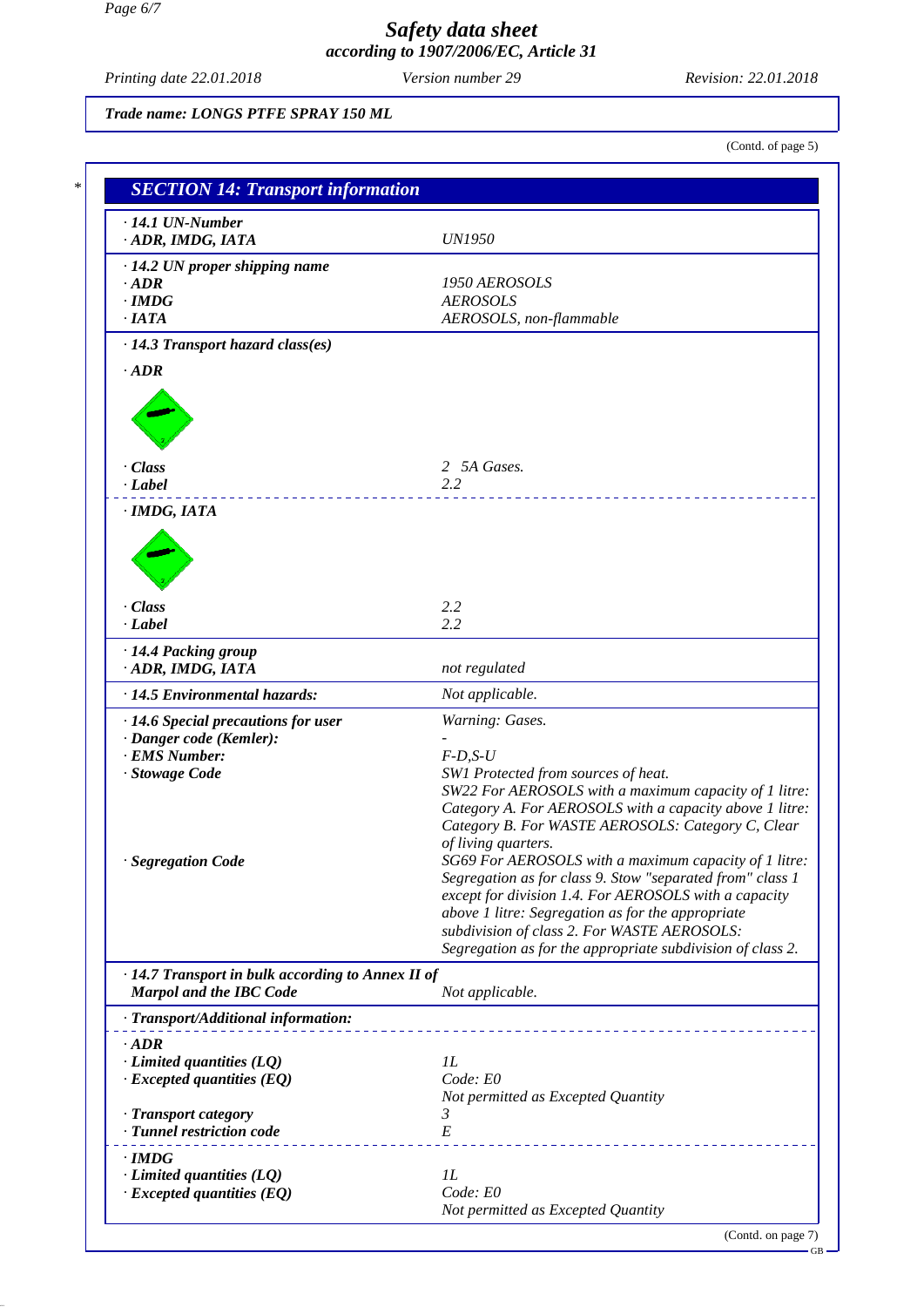Trade name: LONGS PTFE SPRAY 150 ML

(Contd. of page 5)

## SECTION 14: Transport information

| | |
|---|---|
| **· 14.1 UN-Number** | |
| **· ADR, IMDG, IATA** | UN1950 |
| **· 14.2 UN proper shipping name** | |
| **· ADR** | 1950 AEROSOLS |
| **· IMDG** | AEROSOLS |
| **· IATA** | AEROSOLS, non-flammable |
| **· 14.3 Transport hazard class(es)** | |
| **· ADR** | |
| **· Class** | 2 5A Gases. |
| **· Label** | 2.2 |
| **· IMDG, IATA** | |
| **· Class** | 2.2 |
| **· Label** | 2.2 |
| **· 14.4 Packing group** | |
| **· ADR, IMDG, IATA** | not regulated |
| **· 14.5 Environmental hazards:** | Not applicable. |
| **· 14.6 Special precautions for user** | Warning: Gases. |
| **· Danger code (Kemler):** | - |
| **· EMS Number:** | F-D,S-U |
| **· Stowage Code** | SW1 Protected from sources of heat. SW22 For AEROSOLS with a maximum capacity of 1 litre: Category A. For AEROSOLS with a capacity above 1 litre: Category B. For WASTE AEROSOLS: Category C, Clear of living quarters. |
| **· Segregation Code** | SG69 For AEROSOLS with a maximum capacity of 1 litre: Segregation as for class 9. Stow "separated from" class 1 except for division 1.4. For AEROSOLS with a capacity above 1 litre: Segregation as for the appropriate subdivision of class 2. For WASTE AEROSOLS: Segregation as for the appropriate subdivision of class 2. |
| **· 14.7 Transport in bulk according to Annex II of Marpol and the IBC Code** | Not applicable. |
| **· Transport/Additional information:** | |
| **· ADR** | |
| **· Limited quantities (LQ)** | 1L |
| **· Excepted quantities (EQ)** | Code: E0<br>Not permitted as Excepted Quantity |
| **· Transport category** | 3 |
| **· Tunnel restriction code** | E |
| **· IMDG** | |
| **· Limited quantities (LQ)** | 1L |
| **· Excepted quantities (EQ)** | Code: E0<br>Not permitted as Excepted Quantity |

(Contd. on page 7)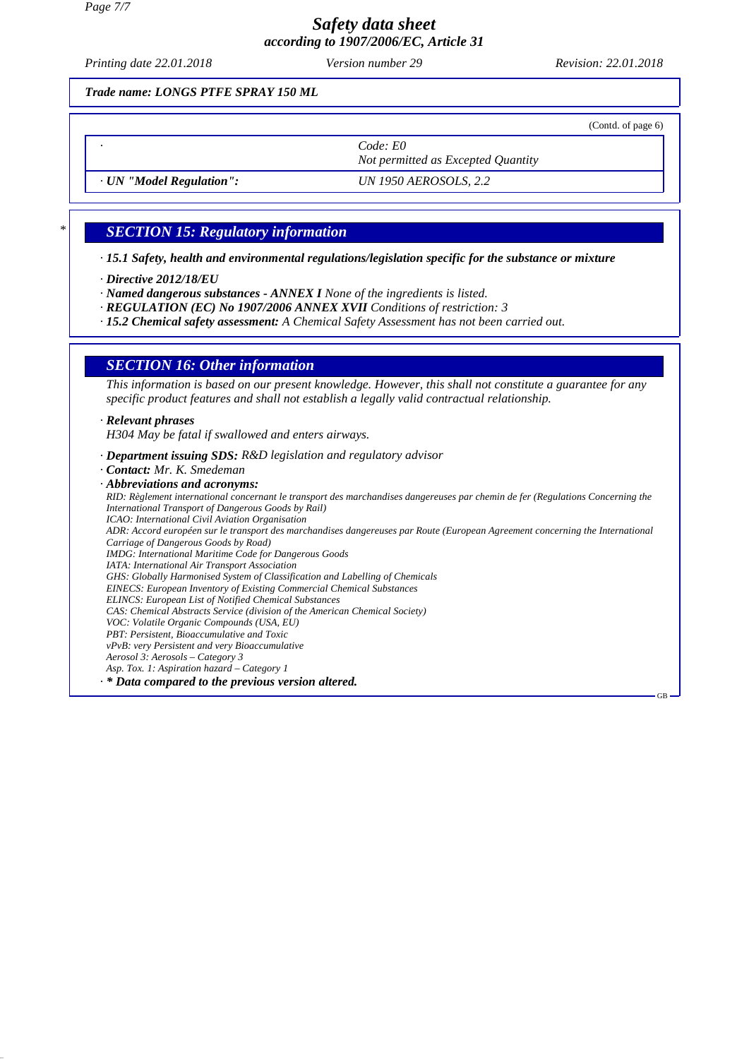(Contd. of page 6)

| | |
|---|---|
| · | Code: E0<br>Not permitted as Excepted Quantity |
| · UN "Model Regulation": | UN 1950 AEROSOLS, 2.2 |

## * SECTION 15: Regulatory information

· **15.1 Safety, health and environmental regulations/legislation specific for the substance or mixture**

· **Directive 2012/18/EU**

· **Named dangerous substances - ANNEX I** None of the ingredients is listed.

· **REGULATION (EC) No 1907/2006 ANNEX XVII** Conditions of restriction: 3

· **15.2 Chemical safety assessment:** A Chemical Safety Assessment has not been carried out.

## SECTION 16: Other information

This information is based on our present knowledge. However, this shall not constitute a guarantee for any specific product features and shall not establish a legally valid contractual relationship.

· **Relevant phrases**

H304 May be fatal if swallowed and enters airways.

· **Department issuing SDS:** R&D legislation and regulatory advisor

· **Contact:** Mr. K. Smedeman

· **Abbreviations and acronyms:**

RID: Règlement international concernant le transport des marchandises dangereuses par chemin de fer (Regulations Concerning the International Transport of Dangerous Goods by Rail)
ICAO: International Civil Aviation Organisation
ADR: Accord européen sur le transport des marchandises dangereuses par Route (European Agreement concerning the International Carriage of Dangerous Goods by Road)
IMDG: International Maritime Code for Dangerous Goods
IATA: International Air Transport Association
GHS: Globally Harmonised System of Classification and Labelling of Chemicals
EINECS: European Inventory of Existing Commercial Chemical Substances
ELINCS: European List of Notified Chemical Substances
CAS: Chemical Abstracts Service (division of the American Chemical Society)
VOC: Volatile Organic Compounds (USA, EU)
PBT: Persistent, Bioaccumulative and Toxic
vPvB: very Persistent and very Bioaccumulative
Aerosol 3: Aerosols – Category 3
Asp. Tox. 1: Aspiration hazard – Category 1

· **\* Data compared to the previous version altered.**